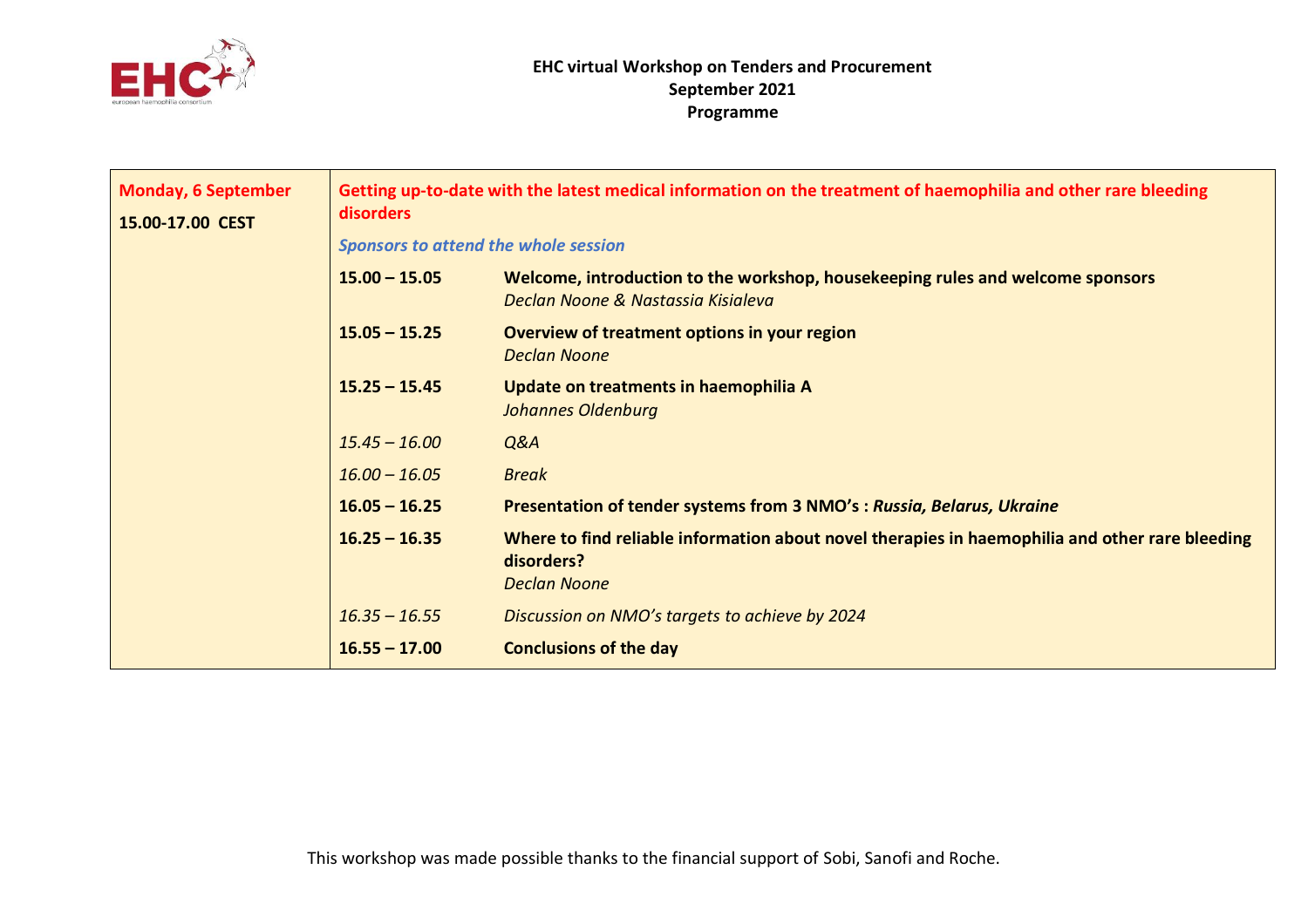# EHC virtual Workshop on Tenders and Procurement
## September 2021
## Programme

| **Monday, 6 September**<br>**15.00-17.00 CEST** | **Getting up-to-date with the latest medical information on the treatment of haemophilia and other rare bleeding disorders**<br>*Sponsors to attend the whole session* | |
|---|---|---|
| | **15.00 – 15.05** | **Welcome, introduction to the workshop, housekeeping rules and welcome sponsors**<br>*Declan Noone & Nastassia Kisialeva* |
| | **15.05 – 15.25** | **Overview of treatment options in your region**<br>*Declan Noone* |
| | **15.25 – 15.45** | **Update on treatments in haemophilia A**<br>*Johannes Oldenburg* |
| | *15.45 – 16.00* | *Q&A* |
| | *16.00 – 16.05* | *Break* |
| | **16.05 – 16.25** | **Presentation of tender systems from 3 NMO's : *Russia, Belarus, Ukraine*** |
| | **16.25 – 16.35** | **Where to find reliable information about novel therapies in haemophilia and other rare bleeding disorders?**<br>*Declan Noone* |
| | *16.35 – 16.55* | *Discussion on NMO's targets to achieve by 2024* |
| | **16.55 – 17.00** | **Conclusions of the day** |

This workshop was made possible thanks to the financial support of Sobi, Sanofi and Roche.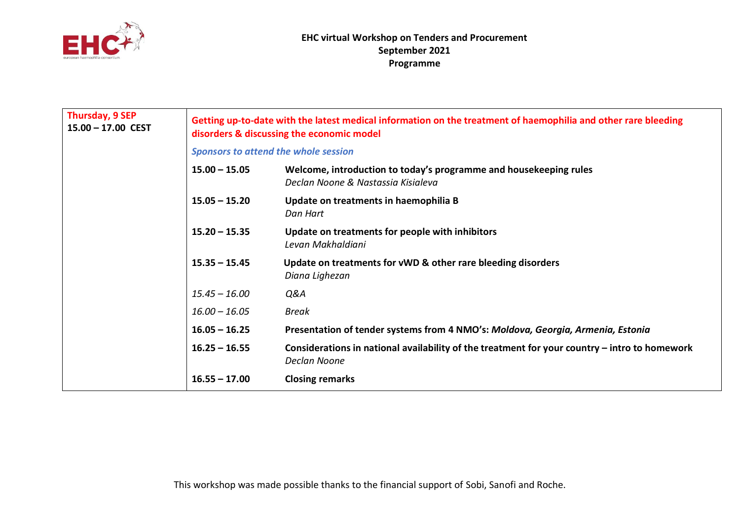**EHC virtual Workshop on Tenders and Procurement**
**September 2021**
**Programme**

| **Thursday, 9 SEP**<br>**15.00 – 17.00 CEST** | **Getting up-to-date with the latest medical information on the treatment of haemophilia and other rare bleeding disorders & discussing the economic model** | |
|---|---|---|
| | ***Sponsors to attend the whole session*** | |
| | **15.00 – 15.05** | **Welcome, introduction to today's programme and housekeeping rules**<br>*Declan Noone & Nastassia Kisialeva* |
| | **15.05 – 15.20** | **Update on treatments in haemophilia B**<br>*Dan Hart* |
| | **15.20 – 15.35** | **Update on treatments for people with inhibitors**<br>*Levan Makhaldiani* |
| | **15.35 – 15.45** | **Update on treatments for vWD & other rare bleeding disorders**<br>*Diana Lighezan* |
| | *15.45 – 16.00* | *Q&A* |
| | *16.00 – 16.05* | *Break* |
| | **16.05 – 16.25** | **Presentation of tender systems from 4 NMO's: *Moldova, Georgia, Armenia, Estonia*** |
| | **16.25 – 16.55** | **Considerations in national availability of the treatment for your country – intro to homework**<br>*Declan Noone* |
| | **16.55 – 17.00** | **Closing remarks** |

This workshop was made possible thanks to the financial support of Sobi, Sanofi and Roche.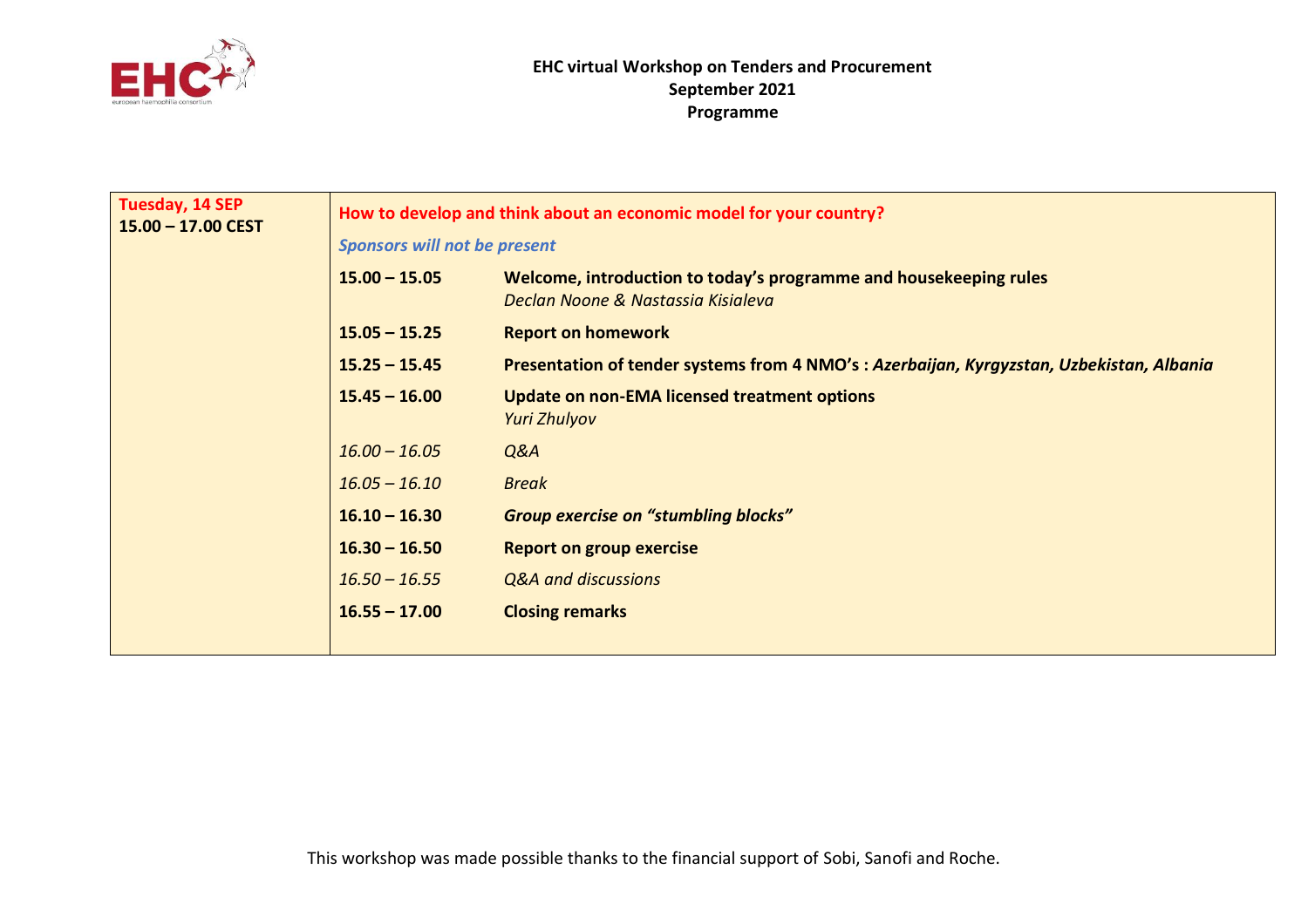**EHC virtual Workshop on Tenders and Procurement**
**September 2021**
**Programme**

| **Tuesday, 14 SEP** **15.00 – 17.00 CEST** | **How to develop and think about an economic model for your country?** | |
|---|---|---|
| | ***Sponsors will not be present*** | |
| | **15.00 – 15.05** | **Welcome, introduction to today's programme and housekeeping rules** *Declan Noone & Nastassia Kisialeva* |
| | **15.05 – 15.25** | **Report on homework** |
| | **15.25 – 15.45** | **Presentation of tender systems from 4 NMO's :** ***Azerbaijan, Kyrgyzstan, Uzbekistan, Albania*** |
| | **15.45 – 16.00** | **Update on non-EMA licensed treatment options** *Yuri Zhulyov* |
| | *16.00 – 16.05* | *Q&A* |
| | *16.05 – 16.10* | *Break* |
| | **16.10 – 16.30** | ***Group exercise on "stumbling blocks"*** |
| | **16.30 – 16.50** | **Report on group exercise** |
| | *16.50 – 16.55* | *Q&A and discussions* |
| | **16.55 – 17.00** | **Closing remarks** |

This workshop was made possible thanks to the financial support of Sobi, Sanofi and Roche.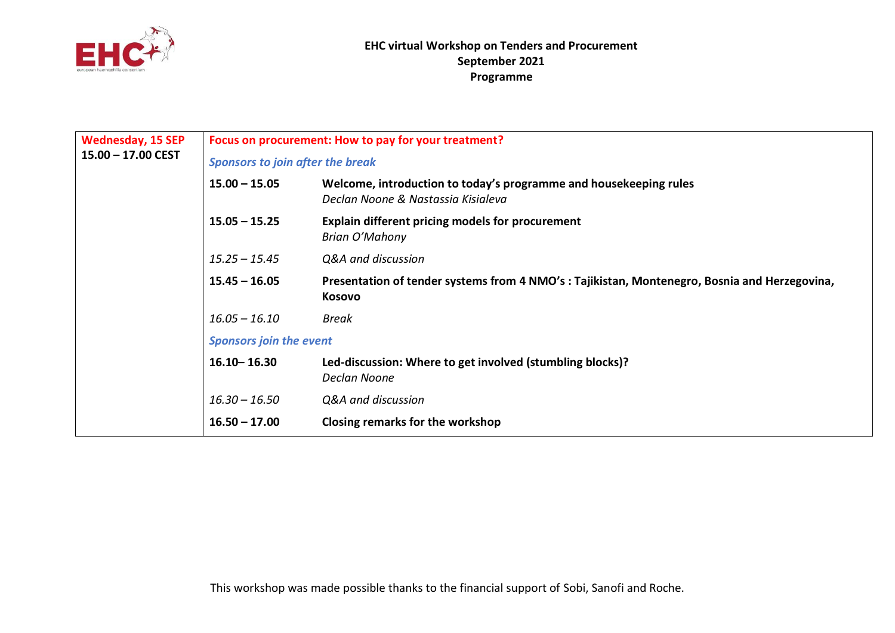**EHC virtual Workshop on Tenders and Procurement**
**September 2021**
**Programme**

| | | |
|---|---|---|
| **Wednesday, 15 SEP** **15.00 – 17.00 CEST** | **Focus on procurement: How to pay for your treatment?** | |
| | ***Sponsors to join after the break*** | |
| | **15.00 – 15.05** | **Welcome, introduction to today's programme and housekeeping rules** *Declan Noone & Nastassia Kisialeva* |
| | **15.05 – 15.25** | **Explain different pricing models for procurement** *Brian O'Mahony* |
| | *15.25 – 15.45* | *Q&A and discussion* |
| | **15.45 – 16.05** | **Presentation of tender systems from 4 NMO's : Tajikistan, Montenegro, Bosnia and Herzegovina, Kosovo** |
| | *16.05 – 16.10* | *Break* |
| | ***Sponsors join the event*** | |
| | **16.10– 16.30** | **Led-discussion: Where to get involved (stumbling blocks)?** *Declan Noone* |
| | *16.30 – 16.50* | *Q&A and discussion* |
| | **16.50 – 17.00** | **Closing remarks for the workshop** |

This workshop was made possible thanks to the financial support of Sobi, Sanofi and Roche.